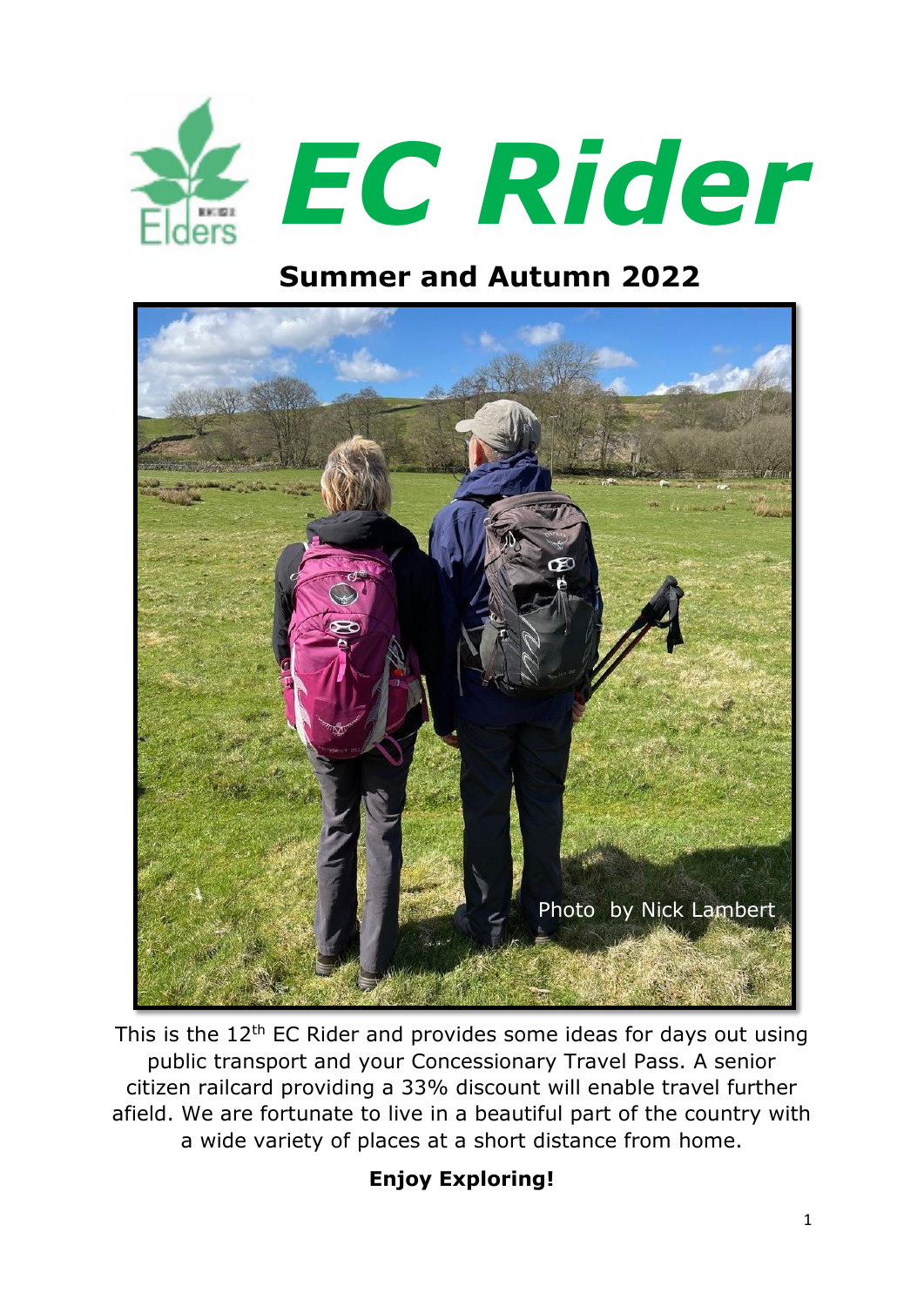# EC Rider

## Summer and Autumn 2022

Photo by Nick Lambert

This is the 12th EC Rider and provides some ideas for days out using public transport and your Concessionary Travel Pass. A senior citizen railcard providing a 33% discount will enable travel further afield. We are fortunate to live in a beautiful part of the country with a wide variety of places at a short distance from home.

**Enjoy Exploring!**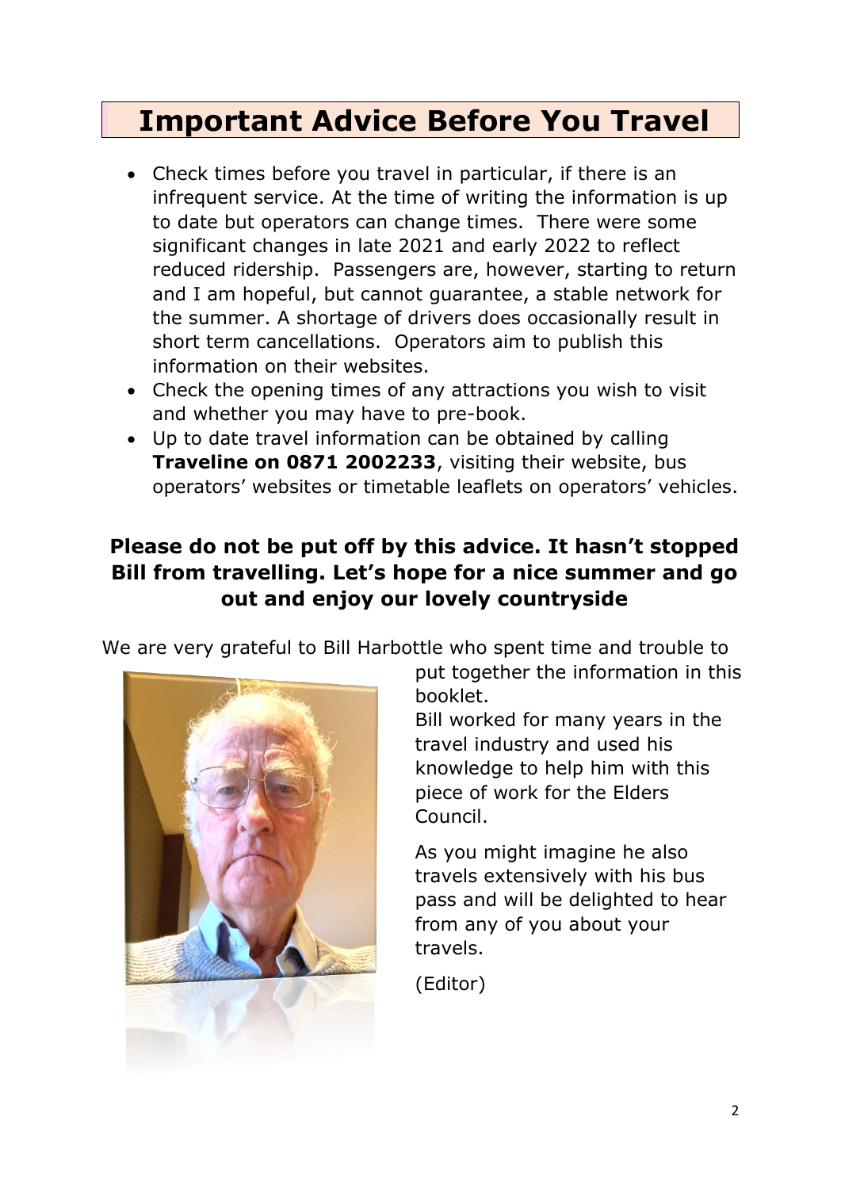# Important Advice Before You Travel

- Check times before you travel in particular, if there is an infrequent service. At the time of writing the information is up to date but operators can change times. There were some significant changes in late 2021 and early 2022 to reflect reduced ridership. Passengers are, however, starting to return and I am hopeful, but cannot guarantee, a stable network for the summer. A shortage of drivers does occasionally result in short term cancellations. Operators aim to publish this information on their websites.
- Check the opening times of any attractions you wish to visit and whether you may have to pre-book.
- Up to date travel information can be obtained by calling **Traveline on 0871 2002233**, visiting their website, bus operators' websites or timetable leaflets on operators' vehicles.

**Please do not be put off by this advice. It hasn't stopped Bill from travelling. Let's hope for a nice summer and go out and enjoy our lovely countryside**

We are very grateful to Bill Harbottle who spent time and trouble to put together the information in this booklet.

Bill worked for many years in the travel industry and used his knowledge to help him with this piece of work for the Elders Council.

As you might imagine he also travels extensively with his bus pass and will be delighted to hear from any of you about your travels.

(Editor)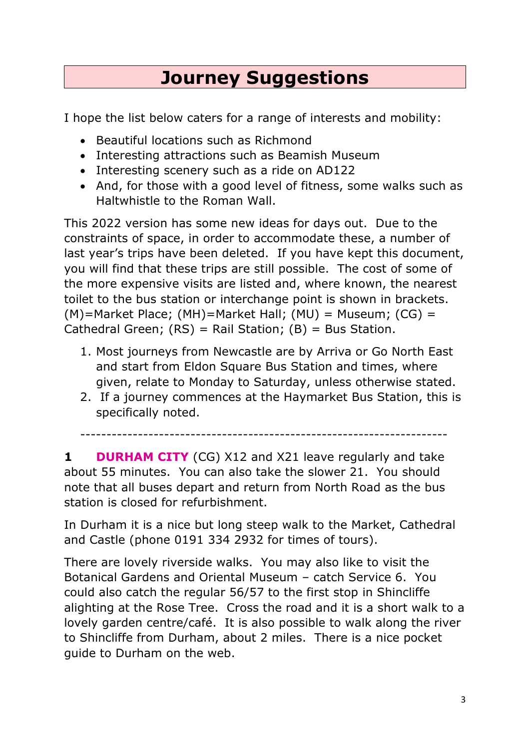# Journey Suggestions

I hope the list below caters for a range of interests and mobility:

- Beautiful locations such as Richmond
- Interesting attractions such as Beamish Museum
- Interesting scenery such as a ride on AD122
- And, for those with a good level of fitness, some walks such as Haltwhistle to the Roman Wall.

This 2022 version has some new ideas for days out. Due to the constraints of space, in order to accommodate these, a number of last year's trips have been deleted. If you have kept this document, you will find that these trips are still possible. The cost of some of the more expensive visits are listed and, where known, the nearest toilet to the bus station or interchange point is shown in brackets. (M)=Market Place; (MH)=Market Hall; (MU) = Museum; (CG) = Cathedral Green; (RS) = Rail Station; (B) = Bus Station.

1. Most journeys from Newcastle are by Arriva or Go North East and start from Eldon Square Bus Station and times, where given, relate to Monday to Saturday, unless otherwise stated.
2. If a journey commences at the Haymarket Bus Station, this is specifically noted.

---

**1 DURHAM CITY** (CG) X12 and X21 leave regularly and take about 55 minutes. You can also take the slower 21. You should note that all buses depart and return from North Road as the bus station is closed for refurbishment.

In Durham it is a nice but long steep walk to the Market, Cathedral and Castle (phone 0191 334 2932 for times of tours).

There are lovely riverside walks. You may also like to visit the Botanical Gardens and Oriental Museum – catch Service 6. You could also catch the regular 56/57 to the first stop in Shincliffe alighting at the Rose Tree. Cross the road and it is a short walk to a lovely garden centre/café. It is also possible to walk along the river to Shincliffe from Durham, about 2 miles. There is a nice pocket guide to Durham on the web.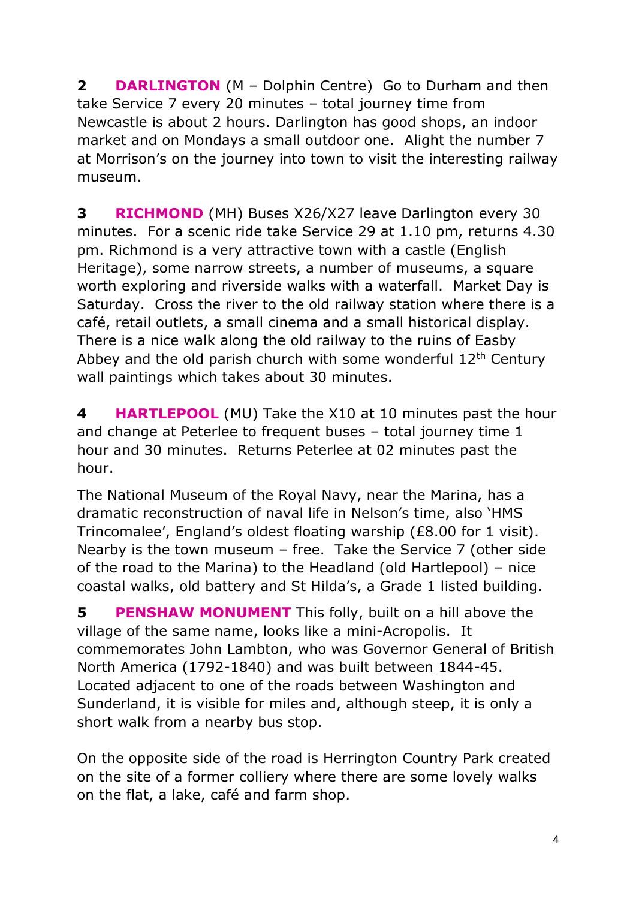**2 DARLINGTON** (M – Dolphin Centre) Go to Durham and then take Service 7 every 20 minutes – total journey time from Newcastle is about 2 hours. Darlington has good shops, an indoor market and on Mondays a small outdoor one. Alight the number 7 at Morrison's on the journey into town to visit the interesting railway museum.

**3 RICHMOND** (MH) Buses X26/X27 leave Darlington every 30 minutes. For a scenic ride take Service 29 at 1.10 pm, returns 4.30 pm. Richmond is a very attractive town with a castle (English Heritage), some narrow streets, a number of museums, a square worth exploring and riverside walks with a waterfall. Market Day is Saturday. Cross the river to the old railway station where there is a café, retail outlets, a small cinema and a small historical display. There is a nice walk along the old railway to the ruins of Easby Abbey and the old parish church with some wonderful 12th Century wall paintings which takes about 30 minutes.

**4 HARTLEPOOL** (MU) Take the X10 at 10 minutes past the hour and change at Peterlee to frequent buses – total journey time 1 hour and 30 minutes. Returns Peterlee at 02 minutes past the hour.

The National Museum of the Royal Navy, near the Marina, has a dramatic reconstruction of naval life in Nelson's time, also 'HMS Trincomalee', England's oldest floating warship (£8.00 for 1 visit). Nearby is the town museum – free. Take the Service 7 (other side of the road to the Marina) to the Headland (old Hartlepool) – nice coastal walks, old battery and St Hilda's, a Grade 1 listed building.

**5 PENSHAW MONUMENT** This folly, built on a hill above the village of the same name, looks like a mini-Acropolis. It commemorates John Lambton, who was Governor General of British North America (1792-1840) and was built between 1844-45. Located adjacent to one of the roads between Washington and Sunderland, it is visible for miles and, although steep, it is only a short walk from a nearby bus stop.

On the opposite side of the road is Herrington Country Park created on the site of a former colliery where there are some lovely walks on the flat, a lake, café and farm shop.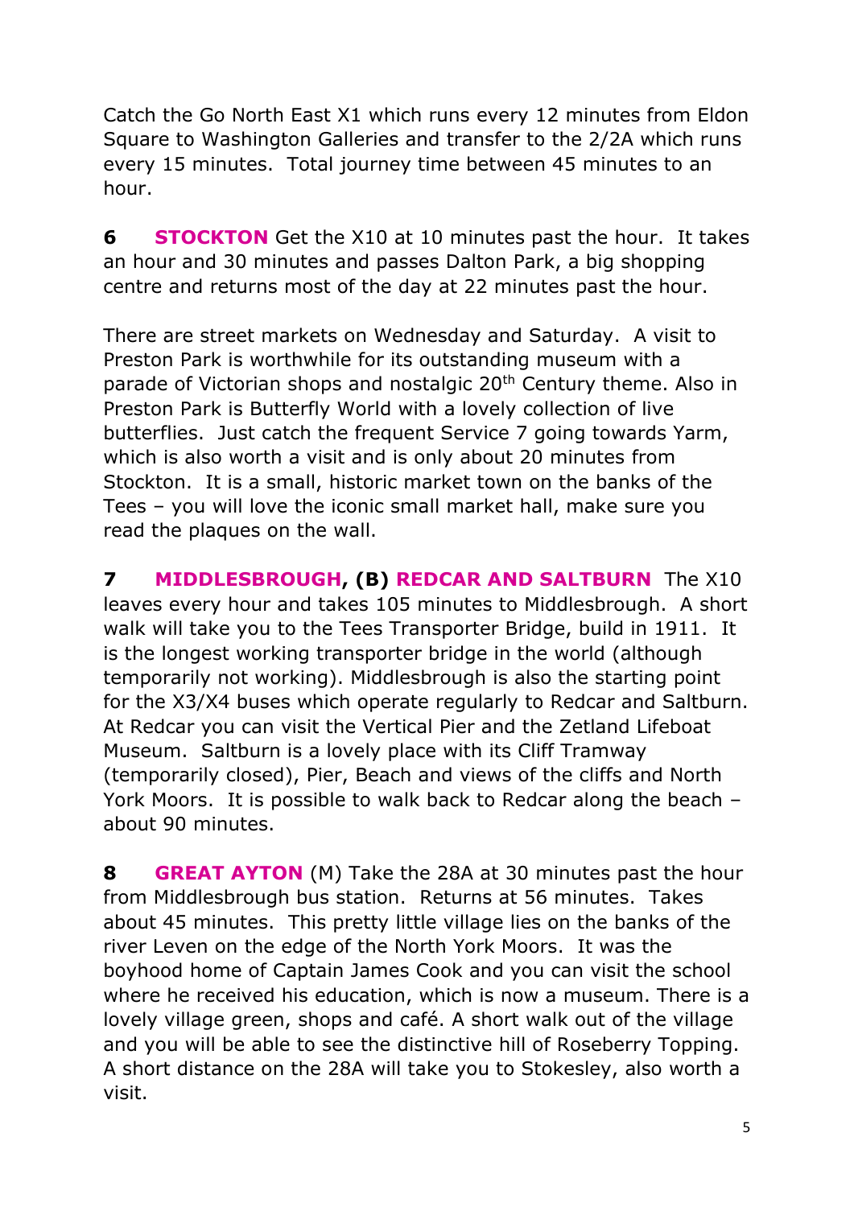Catch the Go North East X1 which runs every 12 minutes from Eldon Square to Washington Galleries and transfer to the 2/2A which runs every 15 minutes. Total journey time between 45 minutes to an hour.

**6 STOCKTON** Get the X10 at 10 minutes past the hour. It takes an hour and 30 minutes and passes Dalton Park, a big shopping centre and returns most of the day at 22 minutes past the hour.

There are street markets on Wednesday and Saturday. A visit to Preston Park is worthwhile for its outstanding museum with a parade of Victorian shops and nostalgic 20th Century theme. Also in Preston Park is Butterfly World with a lovely collection of live butterflies. Just catch the frequent Service 7 going towards Yarm, which is also worth a visit and is only about 20 minutes from Stockton. It is a small, historic market town on the banks of the Tees – you will love the iconic small market hall, make sure you read the plaques on the wall.

**7 MIDDLESBROUGH, (B) REDCAR AND SALTBURN** The X10 leaves every hour and takes 105 minutes to Middlesbrough. A short walk will take you to the Tees Transporter Bridge, build in 1911. It is the longest working transporter bridge in the world (although temporarily not working). Middlesbrough is also the starting point for the X3/X4 buses which operate regularly to Redcar and Saltburn. At Redcar you can visit the Vertical Pier and the Zetland Lifeboat Museum. Saltburn is a lovely place with its Cliff Tramway (temporarily closed), Pier, Beach and views of the cliffs and North York Moors. It is possible to walk back to Redcar along the beach – about 90 minutes.

**8 GREAT AYTON** (M) Take the 28A at 30 minutes past the hour from Middlesbrough bus station. Returns at 56 minutes. Takes about 45 minutes. This pretty little village lies on the banks of the river Leven on the edge of the North York Moors. It was the boyhood home of Captain James Cook and you can visit the school where he received his education, which is now a museum. There is a lovely village green, shops and café. A short walk out of the village and you will be able to see the distinctive hill of Roseberry Topping. A short distance on the 28A will take you to Stokesley, also worth a visit.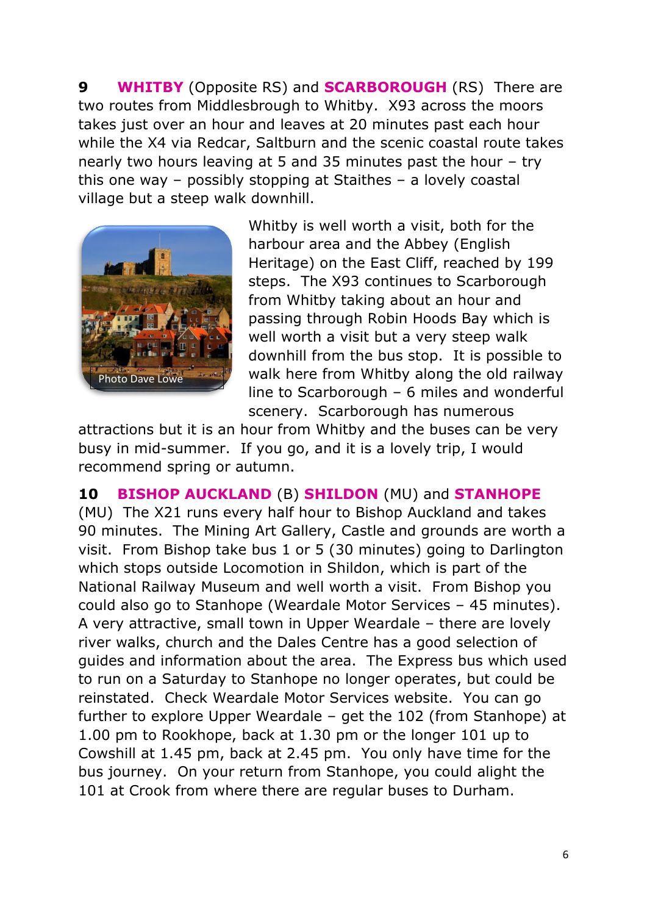**9** **WHITBY** (Opposite RS) and **SCARBOROUGH** (RS) There are two routes from Middlesbrough to Whitby. X93 across the moors takes just over an hour and leaves at 20 minutes past each hour while the X4 via Redcar, Saltburn and the scenic coastal route takes nearly two hours leaving at 5 and 35 minutes past the hour – try this one way – possibly stopping at Staithes – a lovely coastal village but a steep walk downhill.

Photo Dave Lowe

Whitby is well worth a visit, both for the harbour area and the Abbey (English Heritage) on the East Cliff, reached by 199 steps. The X93 continues to Scarborough from Whitby taking about an hour and passing through Robin Hoods Bay which is well worth a visit but a very steep walk downhill from the bus stop. It is possible to walk here from Whitby along the old railway line to Scarborough – 6 miles and wonderful scenery. Scarborough has numerous attractions but it is an hour from Whitby and the buses can be very busy in mid-summer. If you go, and it is a lovely trip, I would recommend spring or autumn.

**10** **BISHOP AUCKLAND** (B) **SHILDON** (MU) and **STANHOPE** (MU) The X21 runs every half hour to Bishop Auckland and takes 90 minutes. The Mining Art Gallery, Castle and grounds are worth a visit. From Bishop take bus 1 or 5 (30 minutes) going to Darlington which stops outside Locomotion in Shildon, which is part of the National Railway Museum and well worth a visit. From Bishop you could also go to Stanhope (Weardale Motor Services – 45 minutes). A very attractive, small town in Upper Weardale – there are lovely river walks, church and the Dales Centre has a good selection of guides and information about the area. The Express bus which used to run on a Saturday to Stanhope no longer operates, but could be reinstated. Check Weardale Motor Services website. You can go further to explore Upper Weardale – get the 102 (from Stanhope) at 1.00 pm to Rookhope, back at 1.30 pm or the longer 101 up to Cowshill at 1.45 pm, back at 2.45 pm. You only have time for the bus journey. On your return from Stanhope, you could alight the 101 at Crook from where there are regular buses to Durham.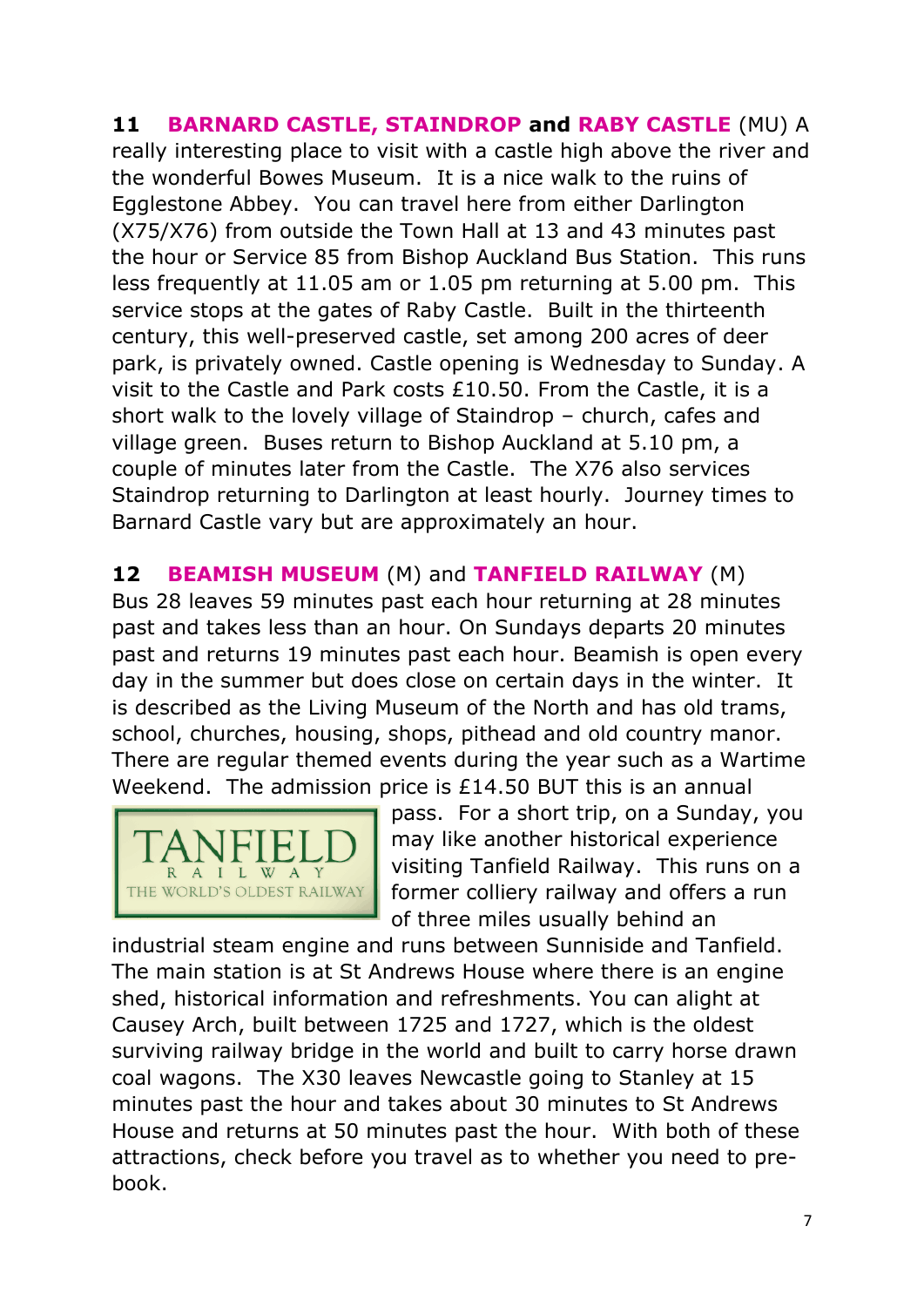**11 BARNARD CASTLE, STAINDROP and RABY CASTLE** (MU) A really interesting place to visit with a castle high above the river and the wonderful Bowes Museum. It is a nice walk to the ruins of Egglestone Abbey. You can travel here from either Darlington (X75/X76) from outside the Town Hall at 13 and 43 minutes past the hour or Service 85 from Bishop Auckland Bus Station. This runs less frequently at 11.05 am or 1.05 pm returning at 5.00 pm. This service stops at the gates of Raby Castle. Built in the thirteenth century, this well-preserved castle, set among 200 acres of deer park, is privately owned. Castle opening is Wednesday to Sunday. A visit to the Castle and Park costs £10.50. From the Castle, it is a short walk to the lovely village of Staindrop – church, cafes and village green. Buses return to Bishop Auckland at 5.10 pm, a couple of minutes later from the Castle. The X76 also services Staindrop returning to Darlington at least hourly. Journey times to Barnard Castle vary but are approximately an hour.

**12 BEAMISH MUSEUM** (M) and **TANFIELD RAILWAY** (M) Bus 28 leaves 59 minutes past each hour returning at 28 minutes past and takes less than an hour. On Sundays departs 20 minutes past and returns 19 minutes past each hour. Beamish is open every day in the summer but does close on certain days in the winter. It is described as the Living Museum of the North and has old trams, school, churches, housing, shops, pithead and old country manor. There are regular themed events during the year such as a Wartime Weekend. The admission price is £14.50 BUT this is an annual pass. For a short trip, on a Sunday, you may like another historical experience visiting Tanfield Railway. This runs on a former colliery railway and offers a run of three miles usually behind an industrial steam engine and runs between Sunniside and Tanfield. The main station is at St Andrews House where there is an engine shed, historical information and refreshments. You can alight at Causey Arch, built between 1725 and 1727, which is the oldest surviving railway bridge in the world and built to carry horse drawn coal wagons. The X30 leaves Newcastle going to Stanley at 15 minutes past the hour and takes about 30 minutes to St Andrews House and returns at 50 minutes past the hour. With both of these attractions, check before you travel as to whether you need to pre-book.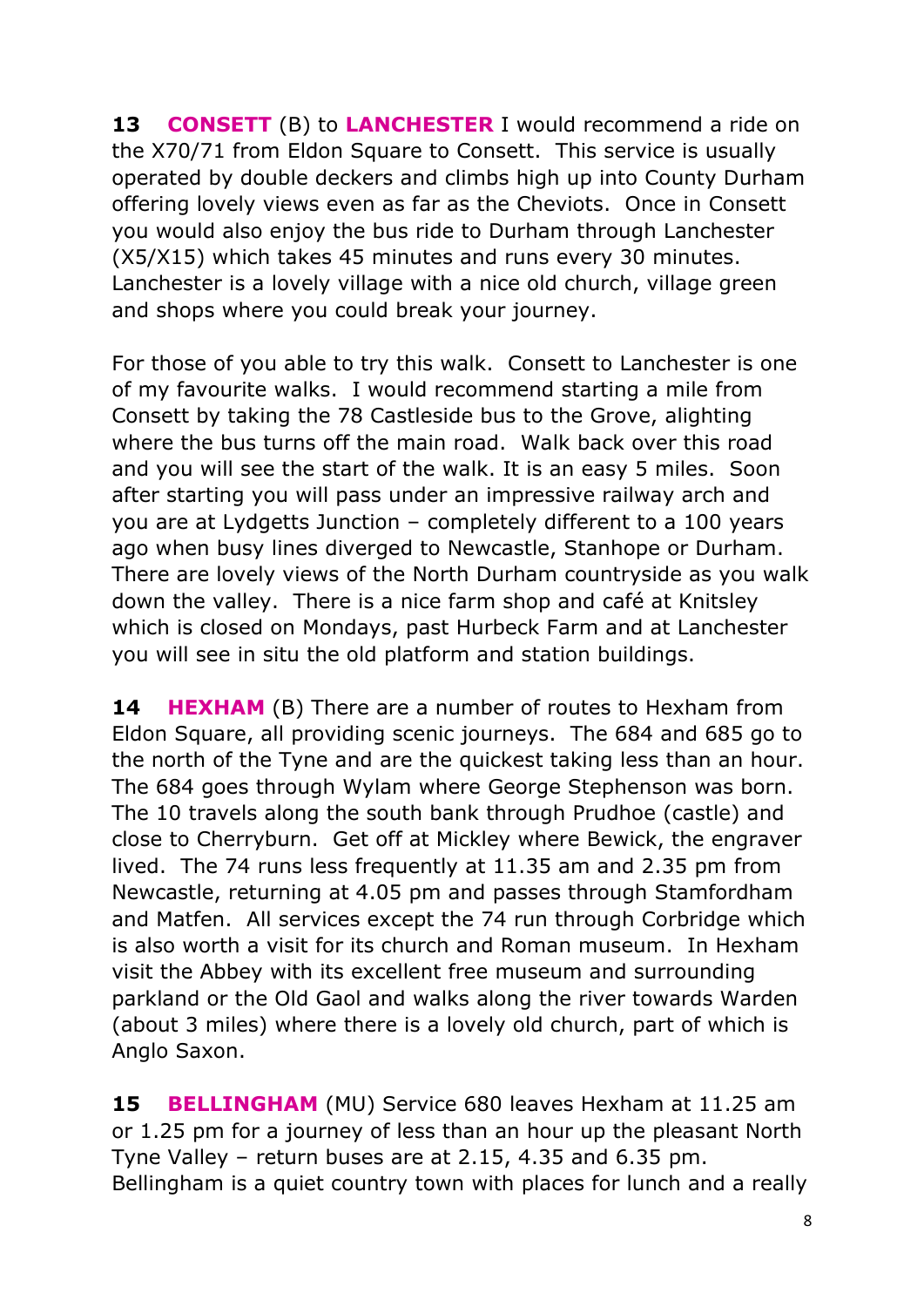**13 CONSETT** (B) to **LANCHESTER** I would recommend a ride on the X70/71 from Eldon Square to Consett. This service is usually operated by double deckers and climbs high up into County Durham offering lovely views even as far as the Cheviots. Once in Consett you would also enjoy the bus ride to Durham through Lanchester (X5/X15) which takes 45 minutes and runs every 30 minutes. Lanchester is a lovely village with a nice old church, village green and shops where you could break your journey.

For those of you able to try this walk. Consett to Lanchester is one of my favourite walks. I would recommend starting a mile from Consett by taking the 78 Castleside bus to the Grove, alighting where the bus turns off the main road. Walk back over this road and you will see the start of the walk. It is an easy 5 miles. Soon after starting you will pass under an impressive railway arch and you are at Lydgetts Junction – completely different to a 100 years ago when busy lines diverged to Newcastle, Stanhope or Durham. There are lovely views of the North Durham countryside as you walk down the valley. There is a nice farm shop and café at Knitsley which is closed on Mondays, past Hurbeck Farm and at Lanchester you will see in situ the old platform and station buildings.

**14 HEXHAM** (B) There are a number of routes to Hexham from Eldon Square, all providing scenic journeys. The 684 and 685 go to the north of the Tyne and are the quickest taking less than an hour. The 684 goes through Wylam where George Stephenson was born. The 10 travels along the south bank through Prudhoe (castle) and close to Cherryburn. Get off at Mickley where Bewick, the engraver lived. The 74 runs less frequently at 11.35 am and 2.35 pm from Newcastle, returning at 4.05 pm and passes through Stamfordham and Matfen. All services except the 74 run through Corbridge which is also worth a visit for its church and Roman museum. In Hexham visit the Abbey with its excellent free museum and surrounding parkland or the Old Gaol and walks along the river towards Warden (about 3 miles) where there is a lovely old church, part of which is Anglo Saxon.

**15 BELLINGHAM** (MU) Service 680 leaves Hexham at 11.25 am or 1.25 pm for a journey of less than an hour up the pleasant North Tyne Valley – return buses are at 2.15, 4.35 and 6.35 pm. Bellingham is a quiet country town with places for lunch and a really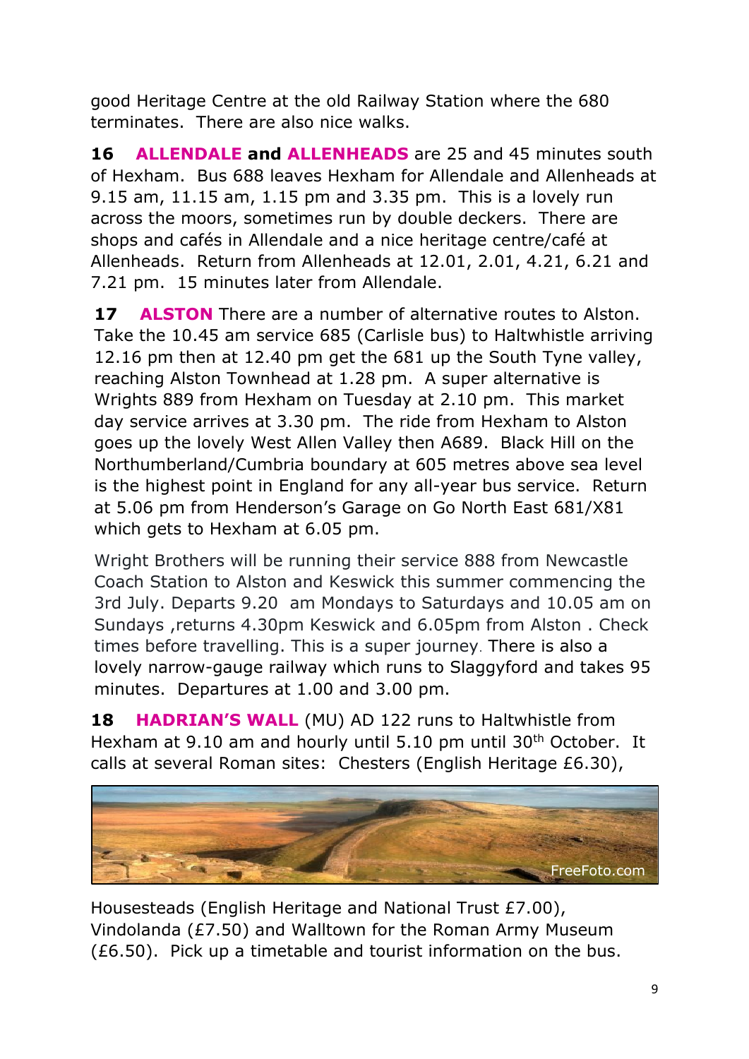good Heritage Centre at the old Railway Station where the 680 terminates. There are also nice walks.

**16 ALLENDALE and ALLENHEADS** are 25 and 45 minutes south of Hexham. Bus 688 leaves Hexham for Allendale and Allenheads at 9.15 am, 11.15 am, 1.15 pm and 3.35 pm. This is a lovely run across the moors, sometimes run by double deckers. There are shops and cafés in Allendale and a nice heritage centre/café at Allenheads. Return from Allenheads at 12.01, 2.01, 4.21, 6.21 and 7.21 pm. 15 minutes later from Allendale.

**17 ALSTON** There are a number of alternative routes to Alston. Take the 10.45 am service 685 (Carlisle bus) to Haltwhistle arriving 12.16 pm then at 12.40 pm get the 681 up the South Tyne valley, reaching Alston Townhead at 1.28 pm. A super alternative is Wrights 889 from Hexham on Tuesday at 2.10 pm. This market day service arrives at 3.30 pm. The ride from Hexham to Alston goes up the lovely West Allen Valley then A689. Black Hill on the Northumberland/Cumbria boundary at 605 metres above sea level is the highest point in England for any all-year bus service. Return at 5.06 pm from Henderson's Garage on Go North East 681/X81 which gets to Hexham at 6.05 pm.

Wright Brothers will be running their service 888 from Newcastle Coach Station to Alston and Keswick this summer commencing the 3rd July. Departs 9.20 am Mondays to Saturdays and 10.05 am on Sundays ,returns 4.30pm Keswick and 6.05pm from Alston . Check times before travelling. This is a super journey. There is also a lovely narrow-gauge railway which runs to Slaggyford and takes 95 minutes. Departures at 1.00 and 3.00 pm.

**18 HADRIAN'S WALL** (MU) AD 122 runs to Haltwhistle from Hexham at 9.10 am and hourly until 5.10 pm until 30th October. It calls at several Roman sites: Chesters (English Heritage £6.30),

FreeFoto.com

Housesteads (English Heritage and National Trust £7.00), Vindolanda (£7.50) and Walltown for the Roman Army Museum (£6.50). Pick up a timetable and tourist information on the bus.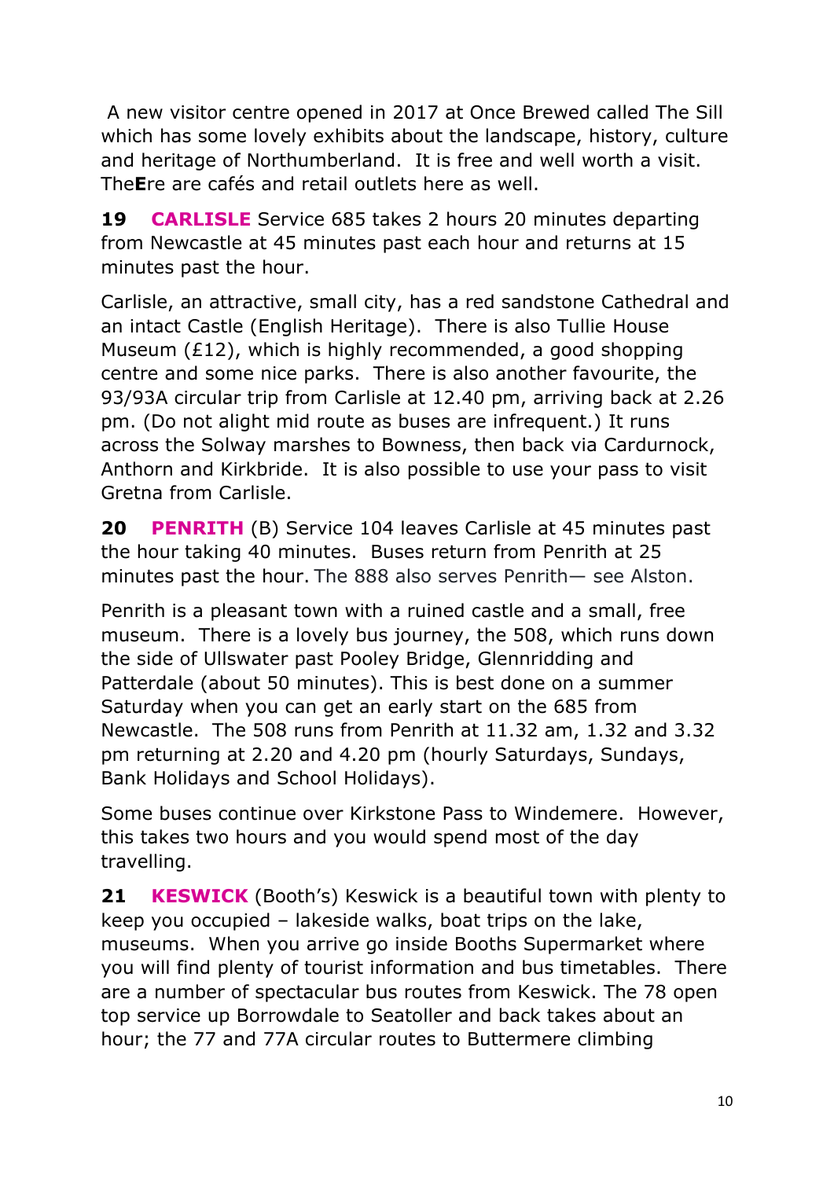A new visitor centre opened in 2017 at Once Brewed called The Sill which has some lovely exhibits about the landscape, history, culture and heritage of Northumberland. It is free and well worth a visit. The**E**re are cafés and retail outlets here as well.

**19 CARLISLE** Service 685 takes 2 hours 20 minutes departing from Newcastle at 45 minutes past each hour and returns at 15 minutes past the hour.

Carlisle, an attractive, small city, has a red sandstone Cathedral and an intact Castle (English Heritage). There is also Tullie House Museum (£12), which is highly recommended, a good shopping centre and some nice parks. There is also another favourite, the 93/93A circular trip from Carlisle at 12.40 pm, arriving back at 2.26 pm. (Do not alight mid route as buses are infrequent.) It runs across the Solway marshes to Bowness, then back via Cardurnock, Anthorn and Kirkbride. It is also possible to use your pass to visit Gretna from Carlisle.

**20 PENRITH** (B) Service 104 leaves Carlisle at 45 minutes past the hour taking 40 minutes. Buses return from Penrith at 25 minutes past the hour. The 888 also serves Penrith— see Alston.

Penrith is a pleasant town with a ruined castle and a small, free museum. There is a lovely bus journey, the 508, which runs down the side of Ullswater past Pooley Bridge, Glennridding and Patterdale (about 50 minutes). This is best done on a summer Saturday when you can get an early start on the 685 from Newcastle. The 508 runs from Penrith at 11.32 am, 1.32 and 3.32 pm returning at 2.20 and 4.20 pm (hourly Saturdays, Sundays, Bank Holidays and School Holidays).

Some buses continue over Kirkstone Pass to Windemere. However, this takes two hours and you would spend most of the day travelling.

**21 KESWICK** (Booth's) Keswick is a beautiful town with plenty to keep you occupied – lakeside walks, boat trips on the lake, museums. When you arrive go inside Booths Supermarket where you will find plenty of tourist information and bus timetables. There are a number of spectacular bus routes from Keswick. The 78 open top service up Borrowdale to Seatoller and back takes about an hour; the 77 and 77A circular routes to Buttermere climbing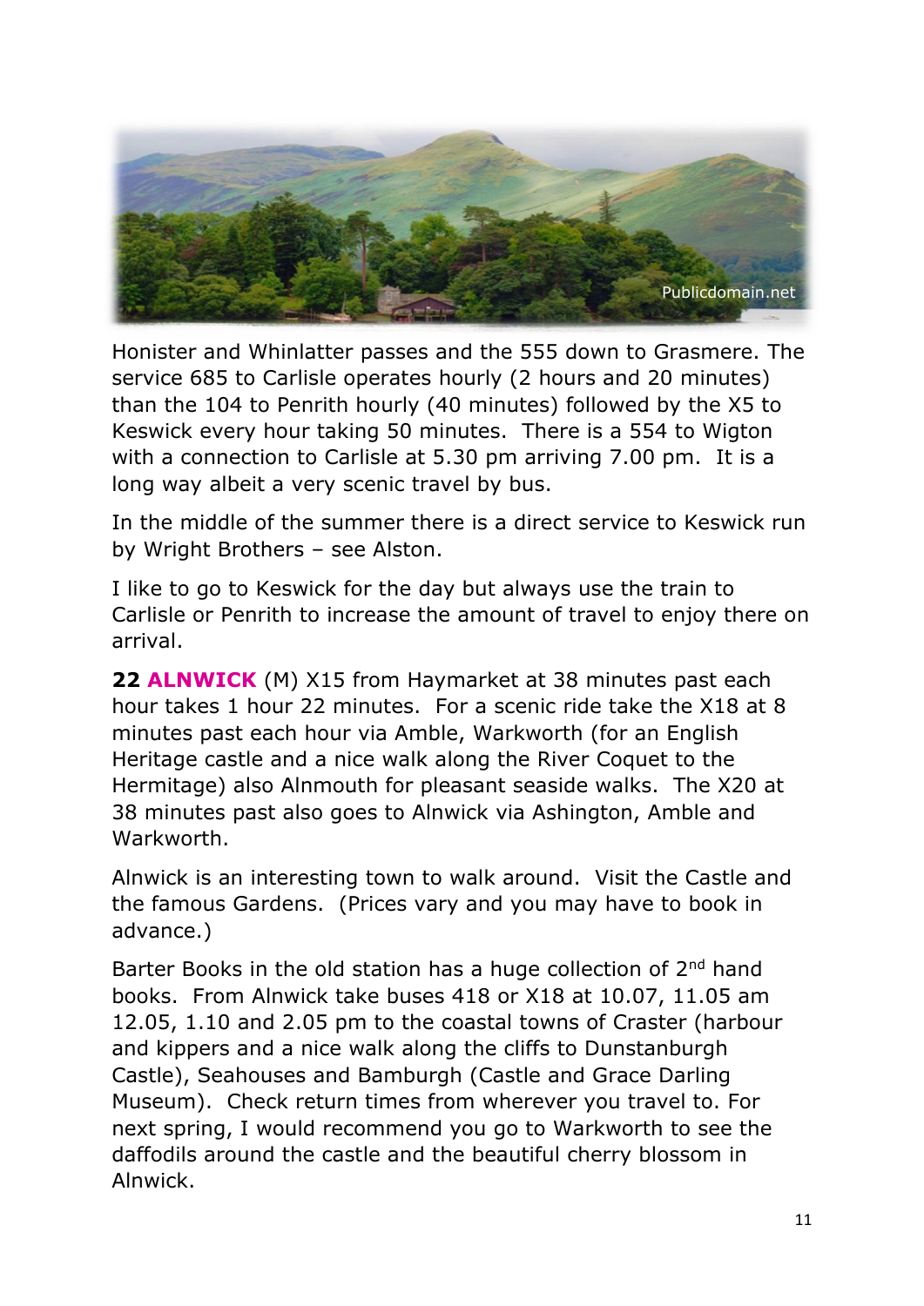Honister and Whinlatter passes and the 555 down to Grasmere. The service 685 to Carlisle operates hourly (2 hours and 20 minutes) than the 104 to Penrith hourly (40 minutes) followed by the X5 to Keswick every hour taking 50 minutes. There is a 554 to Wigton with a connection to Carlisle at 5.30 pm arriving 7.00 pm. It is a long way albeit a very scenic travel by bus.

In the middle of the summer there is a direct service to Keswick run by Wright Brothers – see Alston.

I like to go to Keswick for the day but always use the train to Carlisle or Penrith to increase the amount of travel to enjoy there on arrival.

**22 ALNWICK** (M) X15 from Haymarket at 38 minutes past each hour takes 1 hour 22 minutes. For a scenic ride take the X18 at 8 minutes past each hour via Amble, Warkworth (for an English Heritage castle and a nice walk along the River Coquet to the Hermitage) also Alnmouth for pleasant seaside walks. The X20 at 38 minutes past also goes to Alnwick via Ashington, Amble and Warkworth.

Alnwick is an interesting town to walk around. Visit the Castle and the famous Gardens. (Prices vary and you may have to book in advance.)

Barter Books in the old station has a huge collection of 2nd hand books. From Alnwick take buses 418 or X18 at 10.07, 11.05 am 12.05, 1.10 and 2.05 pm to the coastal towns of Craster (harbour and kippers and a nice walk along the cliffs to Dunstanburgh Castle), Seahouses and Bamburgh (Castle and Grace Darling Museum). Check return times from wherever you travel to. For next spring, I would recommend you go to Warkworth to see the daffodils around the castle and the beautiful cherry blossom in Alnwick.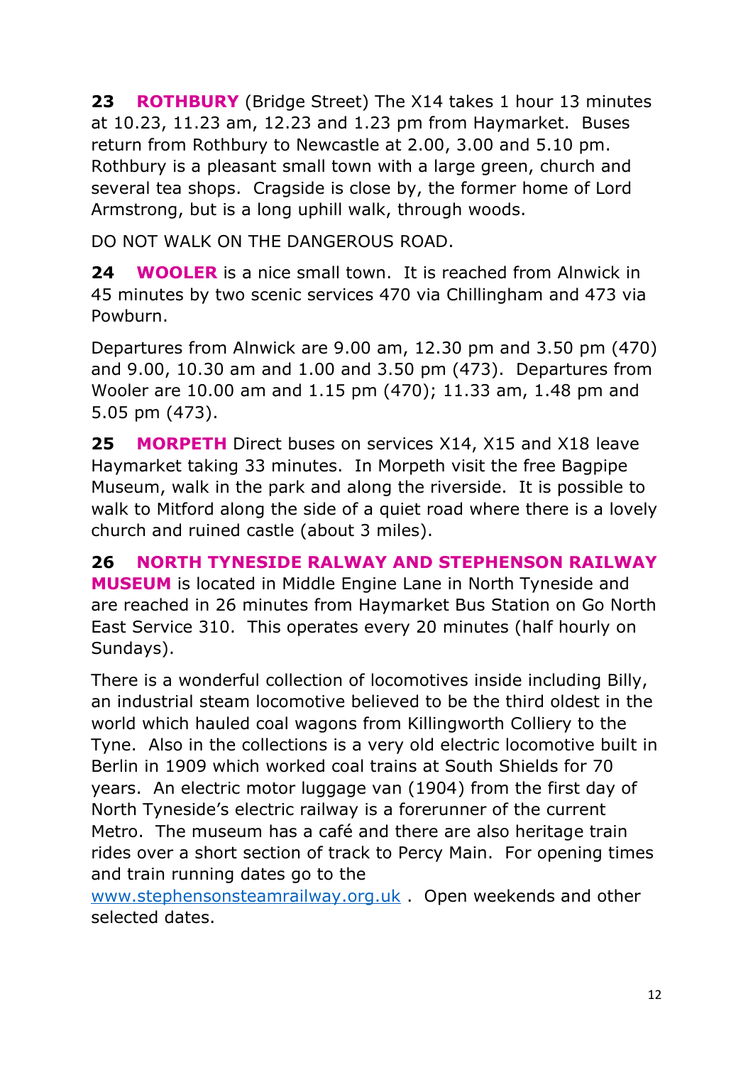**23 ROTHBURY** (Bridge Street) The X14 takes 1 hour 13 minutes at 10.23, 11.23 am, 12.23 and 1.23 pm from Haymarket. Buses return from Rothbury to Newcastle at 2.00, 3.00 and 5.10 pm. Rothbury is a pleasant small town with a large green, church and several tea shops. Cragside is close by, the former home of Lord Armstrong, but is a long uphill walk, through woods.

DO NOT WALK ON THE DANGEROUS ROAD.

**24 WOOLER** is a nice small town. It is reached from Alnwick in 45 minutes by two scenic services 470 via Chillingham and 473 via Powburn.

Departures from Alnwick are 9.00 am, 12.30 pm and 3.50 pm (470) and 9.00, 10.30 am and 1.00 and 3.50 pm (473). Departures from Wooler are 10.00 am and 1.15 pm (470); 11.33 am, 1.48 pm and 5.05 pm (473).

**25 MORPETH** Direct buses on services X14, X15 and X18 leave Haymarket taking 33 minutes. In Morpeth visit the free Bagpipe Museum, walk in the park and along the riverside. It is possible to walk to Mitford along the side of a quiet road where there is a lovely church and ruined castle (about 3 miles).

**26 NORTH TYNESIDE RALWAY AND STEPHENSON RAILWAY MUSEUM** is located in Middle Engine Lane in North Tyneside and are reached in 26 minutes from Haymarket Bus Station on Go North East Service 310. This operates every 20 minutes (half hourly on Sundays).

There is a wonderful collection of locomotives inside including Billy, an industrial steam locomotive believed to be the third oldest in the world which hauled coal wagons from Killingworth Colliery to the Tyne. Also in the collections is a very old electric locomotive built in Berlin in 1909 which worked coal trains at South Shields for 70 years. An electric motor luggage van (1904) from the first day of North Tyneside's electric railway is a forerunner of the current Metro. The museum has a café and there are also heritage train rides over a short section of track to Percy Main. For opening times and train running dates go to the www.stephensonsteamrailway.org.uk . Open weekends and other selected dates.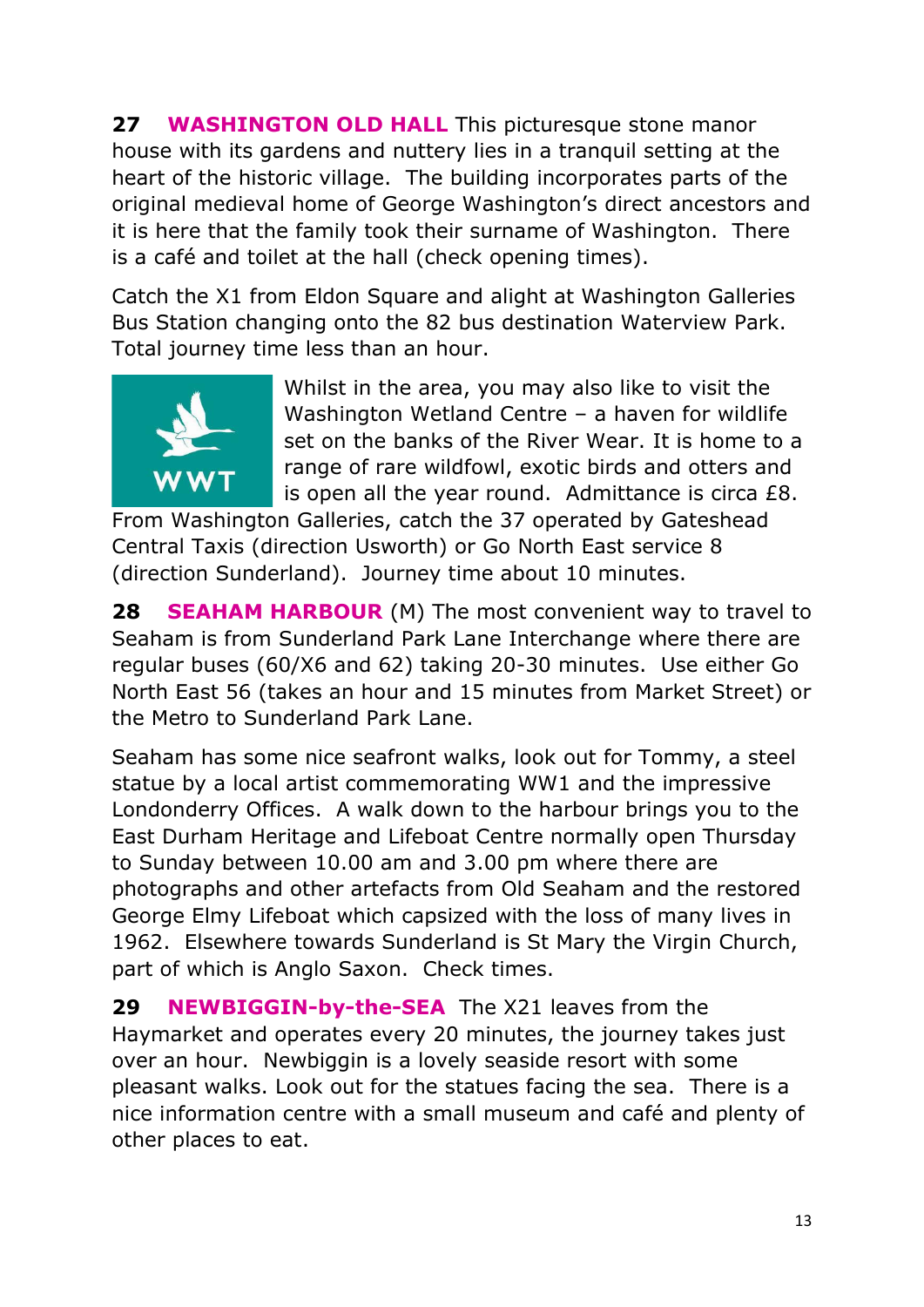**27 WASHINGTON OLD HALL** This picturesque stone manor house with its gardens and nuttery lies in a tranquil setting at the heart of the historic village. The building incorporates parts of the original medieval home of George Washington's direct ancestors and it is here that the family took their surname of Washington. There is a café and toilet at the hall (check opening times).

Catch the X1 from Eldon Square and alight at Washington Galleries Bus Station changing onto the 82 bus destination Waterview Park. Total journey time less than an hour.

Whilst in the area, you may also like to visit the Washington Wetland Centre – a haven for wildlife set on the banks of the River Wear. It is home to a range of rare wildfowl, exotic birds and otters and is open all the year round. Admittance is circa £8. From Washington Galleries, catch the 37 operated by Gateshead Central Taxis (direction Usworth) or Go North East service 8 (direction Sunderland). Journey time about 10 minutes.

**28 SEAHAM HARBOUR** (M) The most convenient way to travel to Seaham is from Sunderland Park Lane Interchange where there are regular buses (60/X6 and 62) taking 20-30 minutes. Use either Go North East 56 (takes an hour and 15 minutes from Market Street) or the Metro to Sunderland Park Lane.

Seaham has some nice seafront walks, look out for Tommy, a steel statue by a local artist commemorating WW1 and the impressive Londonderry Offices. A walk down to the harbour brings you to the East Durham Heritage and Lifeboat Centre normally open Thursday to Sunday between 10.00 am and 3.00 pm where there are photographs and other artefacts from Old Seaham and the restored George Elmy Lifeboat which capsized with the loss of many lives in 1962. Elsewhere towards Sunderland is St Mary the Virgin Church, part of which is Anglo Saxon. Check times.

**29 NEWBIGGIN-by-the-SEA** The X21 leaves from the Haymarket and operates every 20 minutes, the journey takes just over an hour. Newbiggin is a lovely seaside resort with some pleasant walks. Look out for the statues facing the sea. There is a nice information centre with a small museum and café and plenty of other places to eat.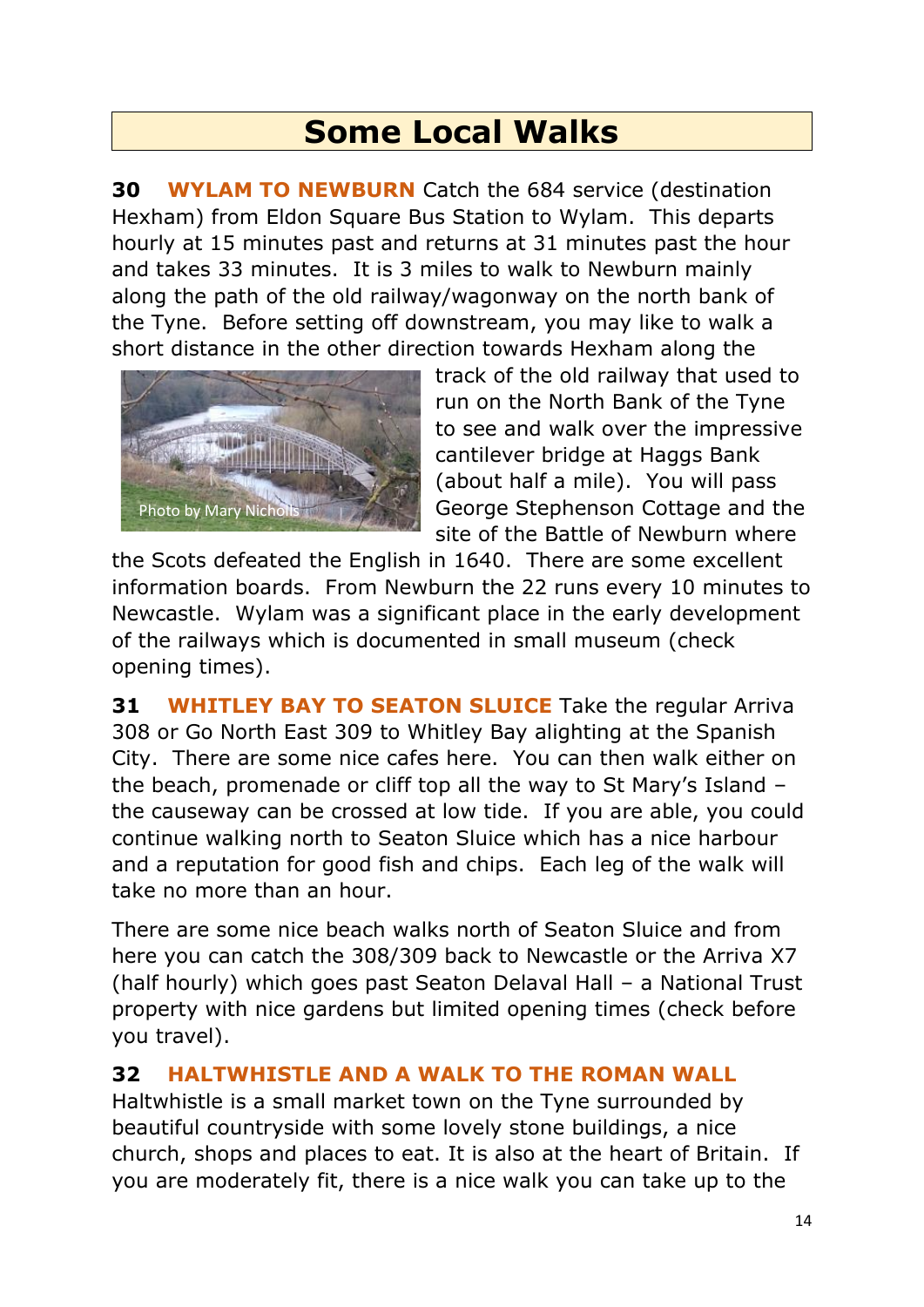# Some Local Walks

**30 WYLAM TO NEWBURN** Catch the 684 service (destination Hexham) from Eldon Square Bus Station to Wylam. This departs hourly at 15 minutes past and returns at 31 minutes past the hour and takes 33 minutes. It is 3 miles to walk to Newburn mainly along the path of the old railway/wagonway on the north bank of the Tyne. Before setting off downstream, you may like to walk a short distance in the other direction towards Hexham along the track of the old railway that used to run on the North Bank of the Tyne to see and walk over the impressive cantilever bridge at Haggs Bank (about half a mile). You will pass George Stephenson Cottage and the site of the Battle of Newburn where the Scots defeated the English in 1640. There are some excellent information boards. From Newburn the 22 runs every 10 minutes to Newcastle. Wylam was a significant place in the early development of the railways which is documented in small museum (check opening times).

Photo by Mary Nicholls

**31 WHITLEY BAY TO SEATON SLUICE** Take the regular Arriva 308 or Go North East 309 to Whitley Bay alighting at the Spanish City. There are some nice cafes here. You can then walk either on the beach, promenade or cliff top all the way to St Mary's Island – the causeway can be crossed at low tide. If you are able, you could continue walking north to Seaton Sluice which has a nice harbour and a reputation for good fish and chips. Each leg of the walk will take no more than an hour.

There are some nice beach walks north of Seaton Sluice and from here you can catch the 308/309 back to Newcastle or the Arriva X7 (half hourly) which goes past Seaton Delaval Hall – a National Trust property with nice gardens but limited opening times (check before you travel).

**32 HALTWHISTLE AND A WALK TO THE ROMAN WALL**
Haltwhistle is a small market town on the Tyne surrounded by beautiful countryside with some lovely stone buildings, a nice church, shops and places to eat. It is also at the heart of Britain. If you are moderately fit, there is a nice walk you can take up to the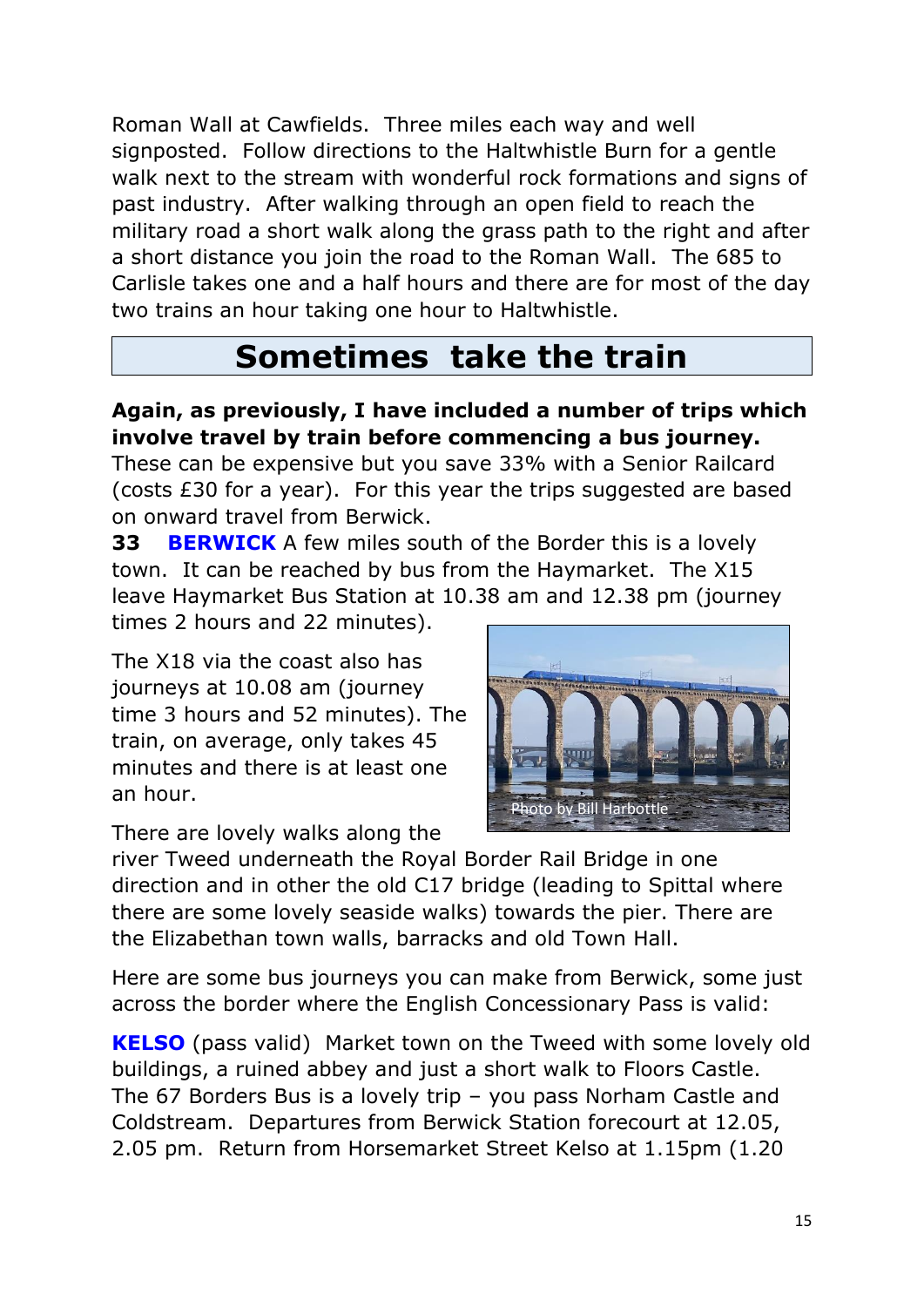Roman Wall at Cawfields. Three miles each way and well signposted. Follow directions to the Haltwhistle Burn for a gentle walk next to the stream with wonderful rock formations and signs of past industry. After walking through an open field to reach the military road a short walk along the grass path to the right and after a short distance you join the road to the Roman Wall. The 685 to Carlisle takes one and a half hours and there are for most of the day two trains an hour taking one hour to Haltwhistle.

## Sometimes take the train

**Again, as previously, I have included a number of trips which involve travel by train before commencing a bus journey.** These can be expensive but you save 33% with a Senior Railcard (costs £30 for a year). For this year the trips suggested are based on onward travel from Berwick.

**33 BERWICK** A few miles south of the Border this is a lovely town. It can be reached by bus from the Haymarket. The X15 leave Haymarket Bus Station at 10.38 am and 12.38 pm (journey times 2 hours and 22 minutes).

The X18 via the coast also has journeys at 10.08 am (journey time 3 hours and 52 minutes). The train, on average, only takes 45 minutes and there is at least one an hour.

Photo by Bill Harbottle

There are lovely walks along the river Tweed underneath the Royal Border Rail Bridge in one direction and in other the old C17 bridge (leading to Spittal where there are some lovely seaside walks) towards the pier. There are the Elizabethan town walls, barracks and old Town Hall.

Here are some bus journeys you can make from Berwick, some just across the border where the English Concessionary Pass is valid:

**KELSO** (pass valid) Market town on the Tweed with some lovely old buildings, a ruined abbey and just a short walk to Floors Castle. The 67 Borders Bus is a lovely trip – you pass Norham Castle and Coldstream. Departures from Berwick Station forecourt at 12.05, 2.05 pm. Return from Horsemarket Street Kelso at 1.15pm (1.20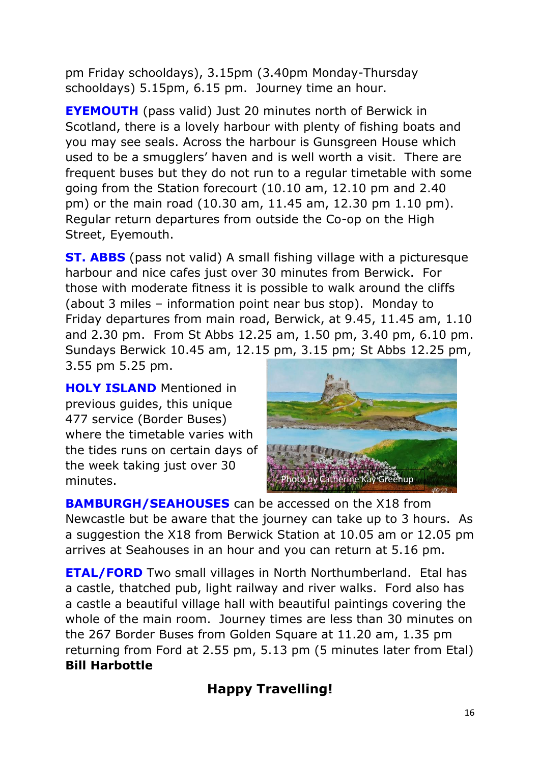pm Friday schooldays), 3.15pm (3.40pm Monday-Thursday schooldays) 5.15pm, 6.15 pm. Journey time an hour.

**EYEMOUTH** (pass valid) Just 20 minutes north of Berwick in Scotland, there is a lovely harbour with plenty of fishing boats and you may see seals. Across the harbour is Gunsgreen House which used to be a smugglers' haven and is well worth a visit. There are frequent buses but they do not run to a regular timetable with some going from the Station forecourt (10.10 am, 12.10 pm and 2.40 pm) or the main road (10.30 am, 11.45 am, 12.30 pm 1.10 pm). Regular return departures from outside the Co-op on the High Street, Eyemouth.

**ST. ABBS** (pass not valid) A small fishing village with a picturesque harbour and nice cafes just over 30 minutes from Berwick. For those with moderate fitness it is possible to walk around the cliffs (about 3 miles – information point near bus stop). Monday to Friday departures from main road, Berwick, at 9.45, 11.45 am, 1.10 and 2.30 pm. From St Abbs 12.25 am, 1.50 pm, 3.40 pm, 6.10 pm. Sundays Berwick 10.45 am, 12.15 pm, 3.15 pm; St Abbs 12.25 pm, 3.55 pm 5.25 pm.

**HOLY ISLAND** Mentioned in previous guides, this unique 477 service (Border Buses) where the timetable varies with the tides runs on certain days of the week taking just over 30 minutes.

Photo by Catherine Kay Greenup

**BAMBURGH/SEAHOUSES** can be accessed on the X18 from Newcastle but be aware that the journey can take up to 3 hours. As a suggestion the X18 from Berwick Station at 10.05 am or 12.05 pm arrives at Seahouses in an hour and you can return at 5.16 pm.

**ETAL/FORD** Two small villages in North Northumberland. Etal has a castle, thatched pub, light railway and river walks. Ford also has a castle a beautiful village hall with beautiful paintings covering the whole of the main room. Journey times are less than 30 minutes on the 267 Border Buses from Golden Square at 11.20 am, 1.35 pm returning from Ford at 2.55 pm, 5.13 pm (5 minutes later from Etal)
**Bill Harbottle**

**Happy Travelling!**